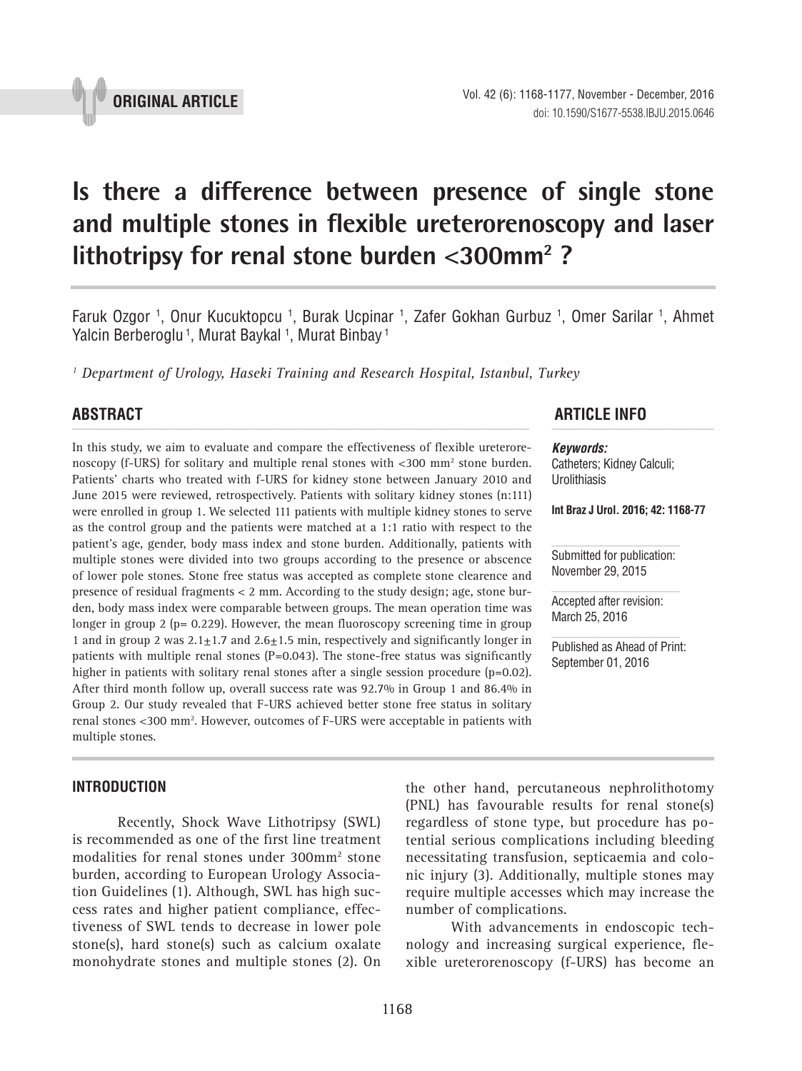ORIGINAL ARTICLE

# Is there a difference between presence of single stone and multiple stones in flexible ureterorenoscopy and laser lithotripsy for renal stone burden <300mm² ?

Faruk Ozgor [1], Onur Kucuktopcu [1], Burak Ucpinar [1], Zafer Gokhan Gurbuz [1], Omer Sarilar [1], Ahmet Yalcin Berberoglu [1], Murat Baykal [1], Murat Binbay [1]

*[1] Department of Urology, Haseki Training and Research Hospital, Istanbul, Turkey*

## ABSTRACT

In this study, we aim to evaluate and compare the effectiveness of flexible ureterorenoscopy (f-URS) for solitary and multiple renal stones with <300 mm² stone burden. Patients' charts who treated with f-URS for kidney stone between January 2010 and June 2015 were reviewed, retrospectively. Patients with solitary kidney stones (n:111) were enrolled in group 1. We selected 111 patients with multiple kidney stones to serve as the control group and the patients were matched at a 1:1 ratio with respect to the patient's age, gender, body mass index and stone burden. Additionally, patients with multiple stones were divided into two groups according to the presence or abscence of lower pole stones. Stone free status was accepted as complete stone clearence and presence of residual fragments < 2 mm. According to the study design; age, stone burden, body mass index were comparable between groups. The mean operation time was longer in group 2 (p= 0.229). However, the mean fluoroscopy screening time in group 1 and in group 2 was 2.1±1.7 and 2.6±1.5 min, respectively and significantly longer in patients with multiple renal stones (P=0.043). The stone-free status was significantly higher in patients with solitary renal stones after a single session procedure (p=0.02). After third month follow up, overall success rate was 92.7% in Group 1 and 86.4% in Group 2. Our study revealed that F-URS achieved better stone free status in solitary renal stones <300 mm². However, outcomes of F-URS were acceptable in patients with multiple stones.

## ARTICLE INFO

***Keywords:***
Catheters; Kidney Calculi; Urolithiasis

**Int Braz J Urol. 2016; 42: 1168-77**

Submitted for publication:
November 29, 2015

Accepted after revision:
March 25, 2016

Published as Ahead of Print:
September 01, 2016

## INTRODUCTION

Recently, Shock Wave Lithotripsy (SWL) is recommended as one of the first line treatment modalities for renal stones under 300mm² stone burden, according to European Urology Association Guidelines (1). Although, SWL has high success rates and higher patient compliance, effectiveness of SWL tends to decrease in lower pole stone(s), hard stone(s) such as calcium oxalate monohydrate stones and multiple stones (2). On the other hand, percutaneous nephrolithotomy (PNL) has favourable results for renal stone(s) regardless of stone type, but procedure has potential serious complications including bleeding necessitating transfusion, septicaemia and colonic injury (3). Additionally, multiple stones may require multiple accesses which may increase the number of complications.

With advancements in endoscopic technology and increasing surgical experience, flexible ureterorenoscopy (f-URS) has become an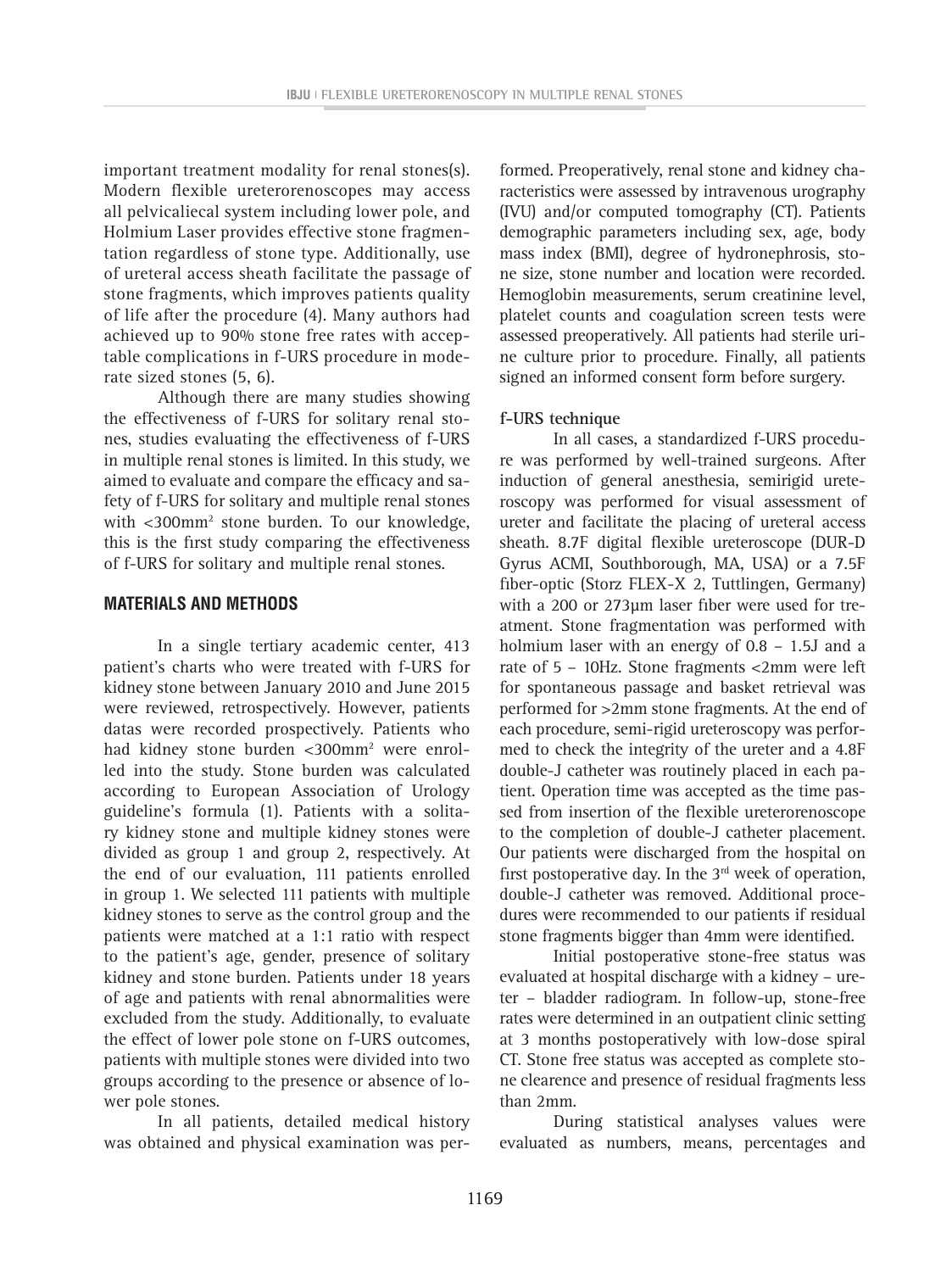important treatment modality for renal stones(s). Modern flexible ureterorenoscopes may access all pelvicaliecal system including lower pole, and Holmium Laser provides effective stone fragmentation regardless of stone type. Additionally, use of ureteral access sheath facilitate the passage of stone fragments, which improves patients quality of life after the procedure (4). Many authors had achieved up to 90% stone free rates with acceptable complications in f-URS procedure in moderate sized stones (5, 6).

Although there are many studies showing the effectiveness of f-URS for solitary renal stones, studies evaluating the effectiveness of f-URS in multiple renal stones is limited. In this study, we aimed to evaluate and compare the efficacy and safety of f-URS for solitary and multiple renal stones with <300mm$^2$ stone burden. To our knowledge, this is the first study comparing the effectiveness of f-URS for solitary and multiple renal stones.

## MATERIALS AND METHODS

In a single tertiary academic center, 413 patient's charts who were treated with f-URS for kidney stone between January 2010 and June 2015 were reviewed, retrospectively. However, patients datas were recorded prospectively. Patients who had kidney stone burden <300mm$^2$ were enrolled into the study. Stone burden was calculated according to European Association of Urology guideline's formula (1). Patients with a solitary kidney stone and multiple kidney stones were divided as group 1 and group 2, respectively. At the end of our evaluation, 111 patients enrolled in group 1. We selected 111 patients with multiple kidney stones to serve as the control group and the patients were matched at a 1:1 ratio with respect to the patient's age, gender, presence of solitary kidney and stone burden. Patients under 18 years of age and patients with renal abnormalities were excluded from the study. Additionally, to evaluate the effect of lower pole stone on f-URS outcomes, patients with multiple stones were divided into two groups according to the presence or absence of lower pole stones.

In all patients, detailed medical history was obtained and physical examination was performed. Preoperatively, renal stone and kidney characteristics were assessed by intravenous urography (IVU) and/or computed tomography (CT). Patients demographic parameters including sex, age, body mass index (BMI), degree of hydronephrosis, stone size, stone number and location were recorded. Hemoglobin measurements, serum creatinine level, platelet counts and coagulation screen tests were assessed preoperatively. All patients had sterile urine culture prior to procedure. Finally, all patients signed an informed consent form before surgery.

**f-URS technique**

In all cases, a standardized f-URS procedure was performed by well-trained surgeons. After induction of general anesthesia, semirigid ureteroscopy was performed for visual assessment of ureter and facilitate the placing of ureteral access sheath. 8.7F digital flexible ureteroscope (DUR-D Gyrus ACMI, Southborough, MA, USA) or a 7.5F fiber-optic (Storz FLEX-X 2, Tuttlingen, Germany) with a 200 or 273µm laser fiber were used for treatment. Stone fragmentation was performed with holmium laser with an energy of 0.8 – 1.5J and a rate of 5 – 10Hz. Stone fragments <2mm were left for spontaneous passage and basket retrieval was performed for >2mm stone fragments. At the end of each procedure, semi-rigid ureteroscopy was performed to check the integrity of the ureter and a 4.8F double-J catheter was routinely placed in each patient. Operation time was accepted as the time passed from insertion of the flexible ureterorenoscope to the completion of double-J catheter placement. Our patients were discharged from the hospital on first postoperative day. In the 3$^{rd}$ week of operation, double-J catheter was removed. Additional procedures were recommended to our patients if residual stone fragments bigger than 4mm were identified.

Initial postoperative stone-free status was evaluated at hospital discharge with a kidney – ureter – bladder radiogram. In follow-up, stone-free rates were determined in an outpatient clinic setting at 3 months postoperatively with low-dose spiral CT. Stone free status was accepted as complete stone clearence and presence of residual fragments less than 2mm.

During statistical analyses values were evaluated as numbers, means, percentages and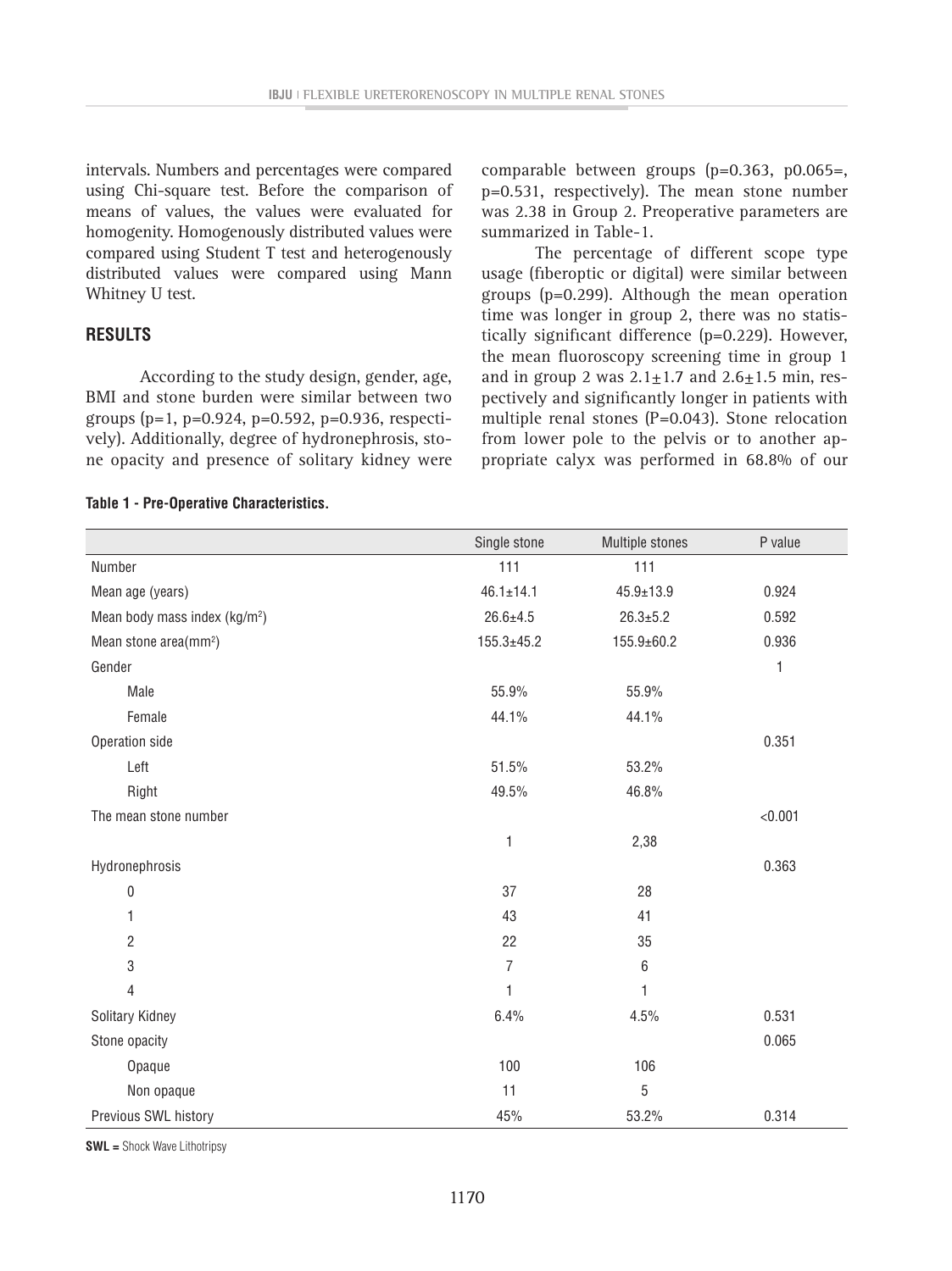intervals. Numbers and percentages were compared using Chi-square test. Before the comparison of means of values, the values were evaluated for homogenity. Homogenously distributed values were compared using Student T test and heterogenously distributed values were compared using Mann Whitney U test.

## RESULTS

According to the study design, gender, age, BMI and stone burden were similar between two groups (p=1, p=0.924, p=0.592, p=0.936, respectively). Additionally, degree of hydronephrosis, stone opacity and presence of solitary kidney were comparable between groups (p=0.363, p0.065=, p=0.531, respectively). The mean stone number was 2.38 in Group 2. Preoperative parameters are summarized in Table-1.

The percentage of different scope type usage (fiberoptic or digital) were similar between groups (p=0.299). Although the mean operation time was longer in group 2, there was no statistically significant difference (p=0.229). However, the mean fluoroscopy screening time in group 1 and in group 2 was 2.1±1.7 and 2.6±1.5 min, respectively and significantly longer in patients with multiple renal stones (P=0.043). Stone relocation from lower pole to the pelvis or to another appropriate calyx was performed in 68.8% of our

**Table 1 - Pre-Operative Characteristics.**

| | Single stone | Multiple stones | P value |
|---|---|---|---|
| Number | 111 | 111 | |
| Mean age (years) | 46.1±14.1 | 45.9±13.9 | 0.924 |
| Mean body mass index (kg/m$^2$) | 26.6±4.5 | 26.3±5.2 | 0.592 |
| Mean stone area(mm$^2$) | 155.3±45.2 | 155.9±60.2 | 0.936 |
| Gender | | | 1 |
| Male | 55.9% | 55.9% | |
| Female | 44.1% | 44.1% | |
| Operation side | | | 0.351 |
| Left | 51.5% | 53.2% | |
| Right | 49.5% | 46.8% | |
| The mean stone number | | | <0.001 |
| | 1 | 2,38 | |
| Hydronephrosis | | | 0.363 |
| 0 | 37 | 28 | |
| 1 | 43 | 41 | |
| 2 | 22 | 35 | |
| 3 | 7 | 6 | |
| 4 | 1 | 1 | |
| Solitary Kidney | 6.4% | 4.5% | 0.531 |
| Stone opacity | | | 0.065 |
| Opaque | 100 | 106 | |
| Non opaque | 11 | 5 | |
| Previous SWL history | 45% | 53.2% | 0.314 |

**SWL =** Shock Wave Lithotripsy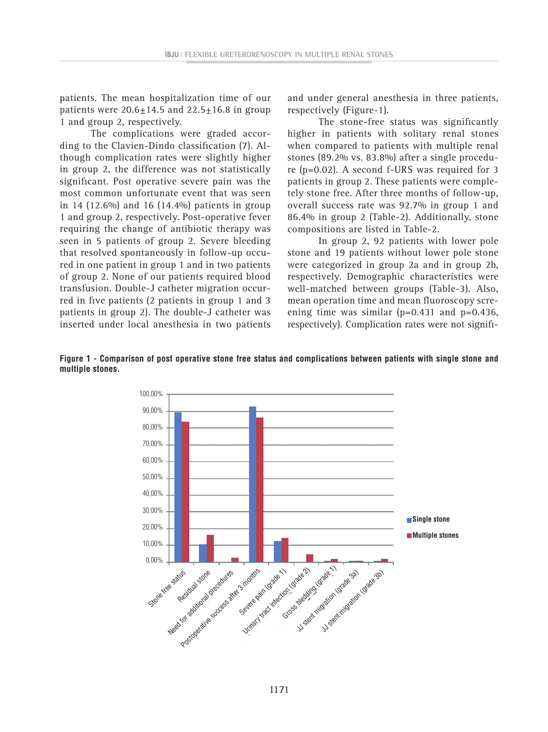patients. The mean hospitalization time of our patients were 20.6±14.5 and 22.5±16.8 in group 1 and group 2, respectively.

The complications were graded according to the Clavien-Dindo classification (7). Although complication rates were slightly higher in group 2, the difference was not statistically significant. Post operative severe pain was the most common unfortunate event that was seen in 14 (12.6%) and 16 (14.4%) patients in group 1 and group 2, respectively. Post-operative fever requiring the change of antibiotic therapy was seen in 5 patients of group 2. Severe bleeding that resolved spontaneously in follow-up occurred in one patient in group 1 and in two patients of group 2. None of our patients required blood transfusion. Double-J catheter migration occurred in five patients (2 patients in group 1 and 3 patients in group 2). The double-J catheter was inserted under local anesthesia in two patients and under general anesthesia in three patients, respectively (Figure-1).

The stone-free status was significantly higher in patients with solitary renal stones when compared to patients with multiple renal stones (89.2% vs. 83.8%) after a single procedure ($p=0.02$). A second f-URS was required for 3 patients in group 2. These patients were completely stone free. After three months of follow-up, overall success rate was 92.7% in group 1 and 86.4% in group 2 (Table-2). Additionally, stone compositions are listed in Table-2.

In group 2, 92 patients with lower pole stone and 19 patients without lower pole stone were categorized in group 2a and in group 2b, respectively. Demographic characteristics were well-matched between groups (Table-3). Also, mean operation time and mean fluoroscopy screening time was similar ($p=0.431$ and $p=0.436$, respectively). Complication rates were not signifi-

**Figure 1 - Comparison of post operative stone free status and complications between patients with single stone and multiple stones.**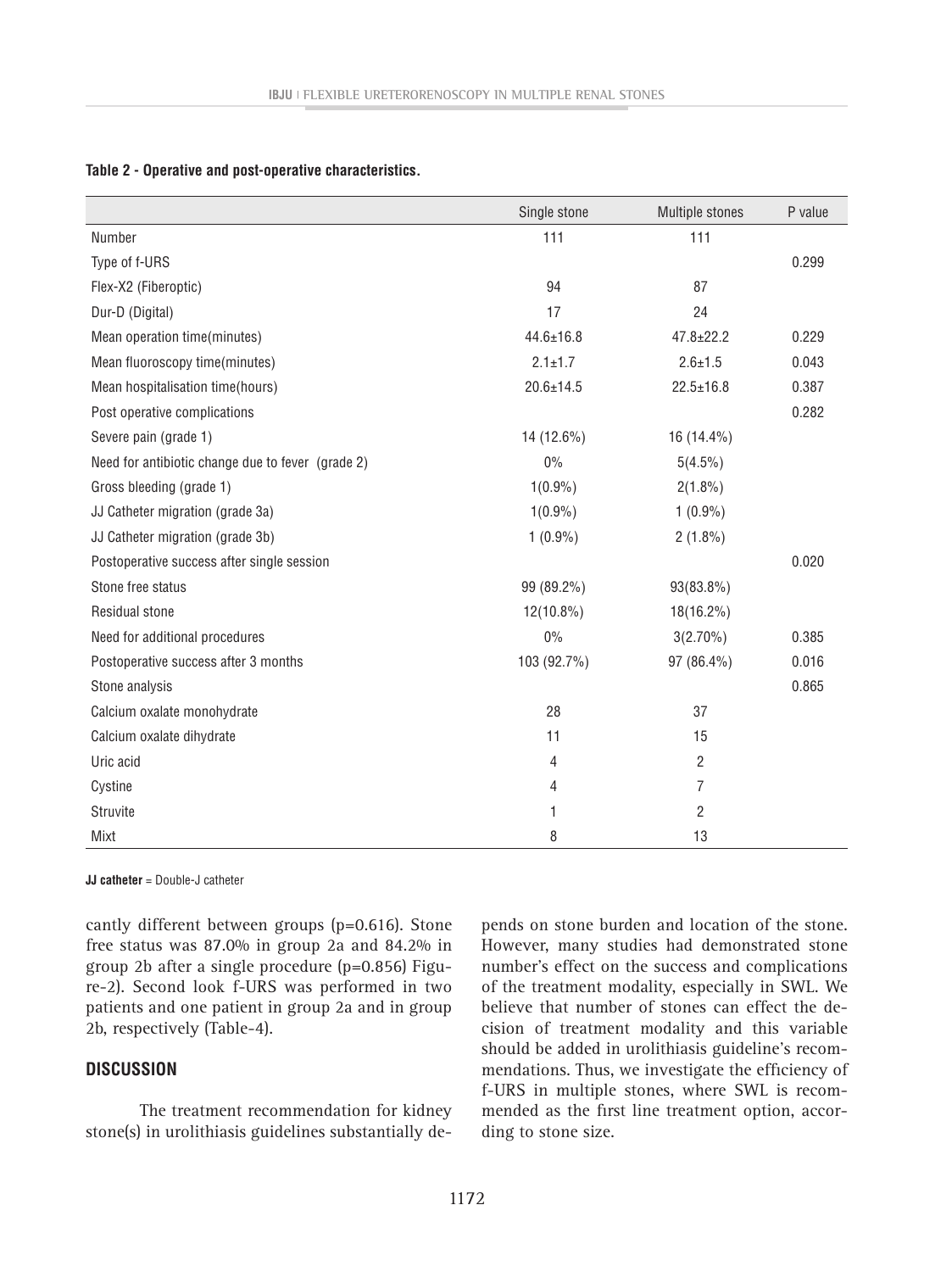**Table 2 - Operative and post-operative characteristics.**

| | Single stone | Multiple stones | P value |
|---|---|---|---|
| Number | 111 | 111 | |
| Type of f-URS | | | 0.299 |
| Flex-X2 (Fiberoptic) | 94 | 87 | |
| Dur-D (Digital) | 17 | 24 | |
| Mean operation time(minutes) | 44.6±16.8 | 47.8±22.2 | 0.229 |
| Mean fluoroscopy time(minutes) | 2.1±1.7 | 2.6±1.5 | 0.043 |
| Mean hospitalisation time(hours) | 20.6±14.5 | 22.5±16.8 | 0.387 |
| Post operative complications | | | 0.282 |
| Severe pain (grade 1) | 14 (12.6%) | 16 (14.4%) | |
| Need for antibiotic change due to fever (grade 2) | 0% | 5(4.5%) | |
| Gross bleeding (grade 1) | 1(0.9%) | 2(1.8%) | |
| JJ Catheter migration (grade 3a) | 1(0.9%) | 1 (0.9%) | |
| JJ Catheter migration (grade 3b) | 1 (0.9%) | 2 (1.8%) | |
| Postoperative success after single session | | | 0.020 |
| Stone free status | 99 (89.2%) | 93(83.8%) | |
| Residual stone | 12(10.8%) | 18(16.2%) | |
| Need for additional procedures | 0% | 3(2.70%) | 0.385 |
| Postoperative success after 3 months | 103 (92.7%) | 97 (86.4%) | 0.016 |
| Stone analysis | | | 0.865 |
| Calcium oxalate monohydrate | 28 | 37 | |
| Calcium oxalate dihydrate | 11 | 15 | |
| Uric acid | 4 | 2 | |
| Cystine | 4 | 7 | |
| Struvite | 1 | 2 | |
| Mixt | 8 | 13 | |

**JJ catheter** = Double-J catheter

cantly different between groups (p=0.616). Stone free status was 87.0% in group 2a and 84.2% in group 2b after a single procedure (p=0.856) Figure-2). Second look f-URS was performed in two patients and one patient in group 2a and in group 2b, respectively (Table-4).

## DISCUSSION

The treatment recommendation for kidney stone(s) in urolithiasis guidelines substantially depends on stone burden and location of the stone. However, many studies had demonstrated stone number's effect on the success and complications of the treatment modality, especially in SWL. We believe that number of stones can effect the decision of treatment modality and this variable should be added in urolithiasis guideline's recommendations. Thus, we investigate the efficiency of f-URS in multiple stones, where SWL is recommended as the first line treatment option, according to stone size.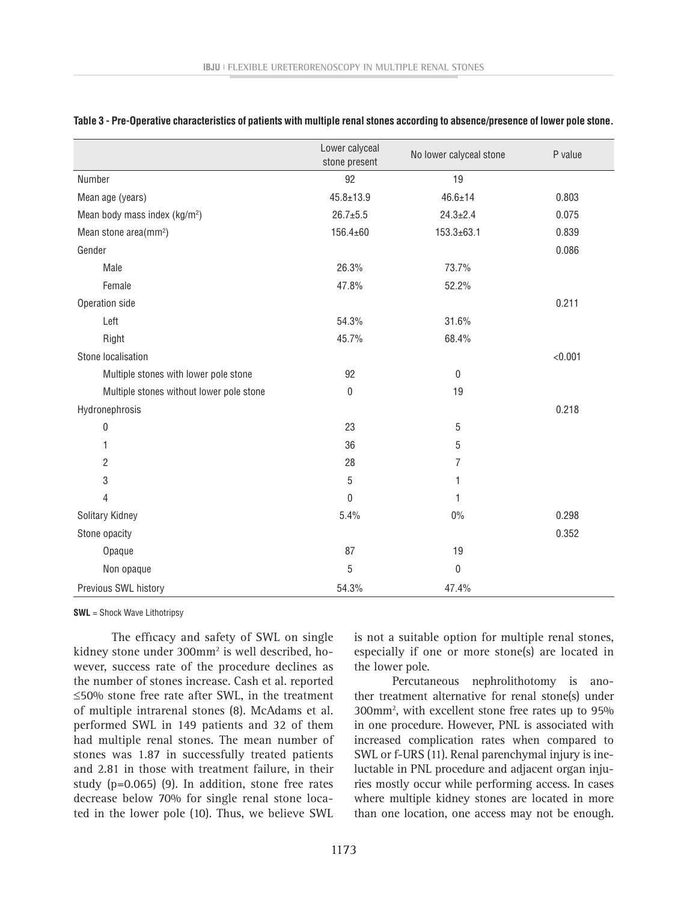**Table 3 - Pre-Operative characteristics of patients with multiple renal stones according to absence/presence of lower pole stone.**

| | Lower calyceal stone present | No lower calyceal stone | P value |
|---|---|---|---|
| Number | 92 | 19 | |
| Mean age (years) | 45.8±13.9 | 46.6±14 | 0.803 |
| Mean body mass index (kg/m²) | 26.7±5.5 | 24.3±2.4 | 0.075 |
| Mean stone area(mm²) | 156.4±60 | 153.3±63.1 | 0.839 |
| Gender | | | 0.086 |
| Male | 26.3% | 73.7% | |
| Female | 47.8% | 52.2% | |
| Operation side | | | 0.211 |
| Left | 54.3% | 31.6% | |
| Right | 45.7% | 68.4% | |
| Stone localisation | | | <0.001 |
| Multiple stones with lower pole stone | 92 | 0 | |
| Multiple stones without lower pole stone | 0 | 19 | |
| Hydronephrosis | | | 0.218 |
| 0 | 23 | 5 | |
| 1 | 36 | 5 | |
| 2 | 28 | 7 | |
| 3 | 5 | 1 | |
| 4 | 0 | 1 | |
| Solitary Kidney | 5.4% | 0% | 0.298 |
| Stone opacity | | | 0.352 |
| Opaque | 87 | 19 | |
| Non opaque | 5 | 0 | |
| Previous SWL history | 54.3% | 47.4% | |

**SWL** = Shock Wave Lithotripsy

The efficacy and safety of SWL on single kidney stone under 300mm² is well described, however, success rate of the procedure declines as the number of stones increase. Cash et al. reported ≤50% stone free rate after SWL, in the treatment of multiple intrarenal stones (8). McAdams et al. performed SWL in 149 patients and 32 of them had multiple renal stones. The mean number of stones was 1.87 in successfully treated patients and 2.81 in those with treatment failure, in their study (p=0.065) (9). In addition, stone free rates decrease below 70% for single renal stone located in the lower pole (10). Thus, we believe SWL is not a suitable option for multiple renal stones, especially if one or more stone(s) are located in the lower pole.

Percutaneous nephrolithotomy is another treatment alternative for renal stone(s) under 300mm², with excellent stone free rates up to 95% in one procedure. However, PNL is associated with increased complication rates when compared to SWL or f-URS (11). Renal parenchymal injury is ineluctable in PNL procedure and adjacent organ injuries mostly occur while performing access. In cases where multiple kidney stones are located in more than one location, one access may not be enough.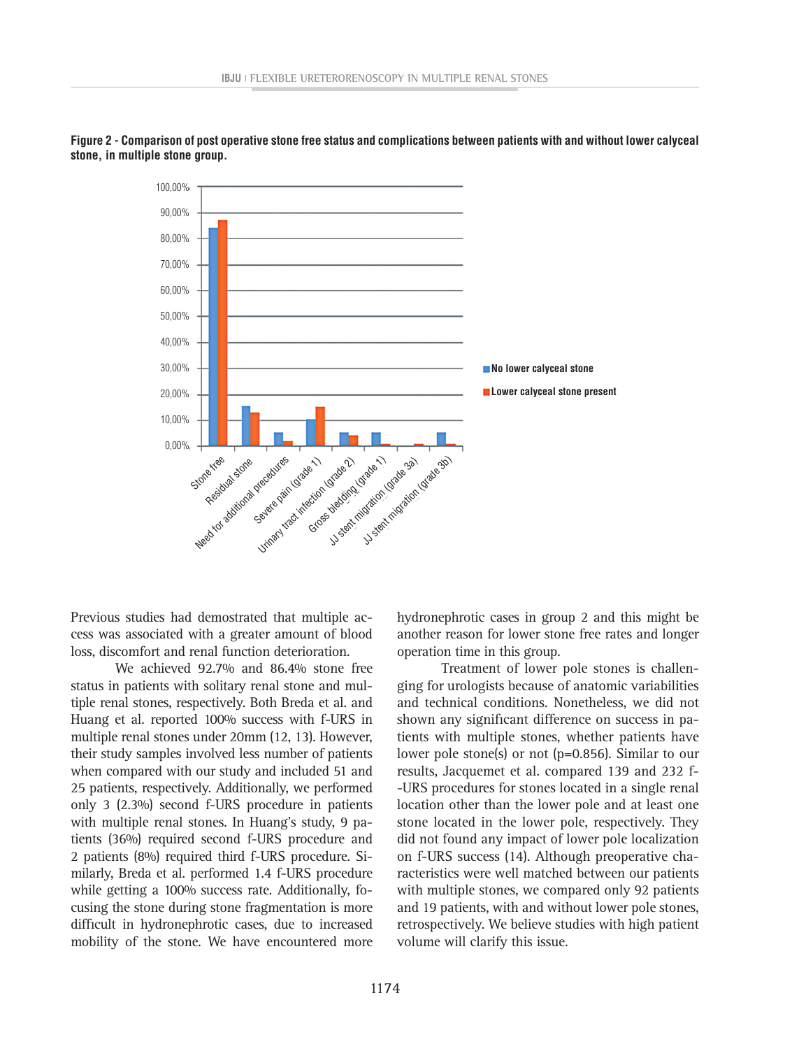**Figure 2 - Comparison of post operative stone free status and complications between patients with and without lower calyceal stone, in multiple stone group.**

Previous studies had demostrated that multiple access was associated with a greater amount of blood loss, discomfort and renal function deterioration.

We achieved 92.7% and 86.4% stone free status in patients with solitary renal stone and multiple renal stones, respectively. Both Breda et al. and Huang et al. reported 100% success with f-URS in multiple renal stones under 20mm (12, 13). However, their study samples involved less number of patients when compared with our study and included 51 and 25 patients, respectively. Additionally, we performed only 3 (2.3%) second f-URS procedure in patients with multiple renal stones. In Huang's study, 9 patients (36%) required second f-URS procedure and 2 patients (8%) required third f-URS procedure. Similarly, Breda et al. performed 1.4 f-URS procedure while getting a 100% success rate. Additionally, focusing the stone during stone fragmentation is more difficult in hydronephrotic cases, due to increased mobility of the stone. We have encountered more hydronephrotic cases in group 2 and this might be another reason for lower stone free rates and longer operation time in this group.

Treatment of lower pole stones is challenging for urologists because of anatomic variabilities and technical conditions. Nonetheless, we did not shown any significant difference on success in patients with multiple stones, whether patients have lower pole stone(s) or not (p=0.856). Similar to our results, Jacquemet et al. compared 139 and 232 f-URS procedures for stones located in a single renal location other than the lower pole and at least one stone located in the lower pole, respectively. They did not found any impact of lower pole localization on f-URS success (14). Although preoperative characteristics were well matched between our patients with multiple stones, we compared only 92 patients and 19 patients, with and without lower pole stones, retrospectively. We believe studies with high patient volume will clarify this issue.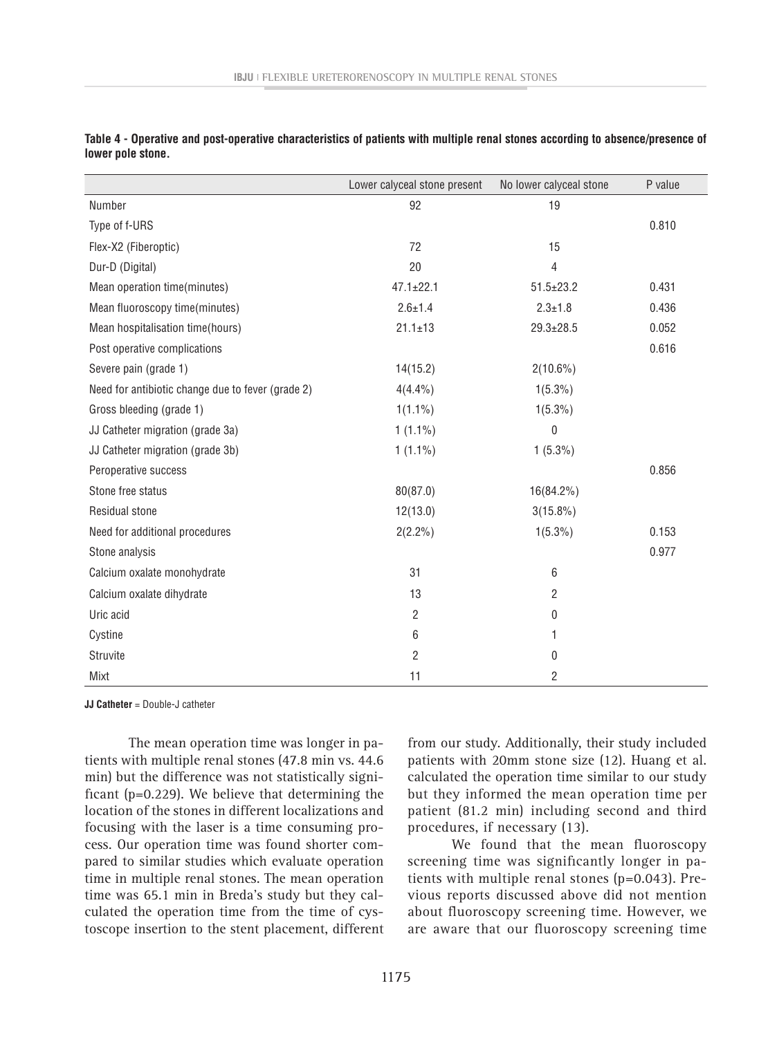**Table 4 - Operative and post-operative characteristics of patients with multiple renal stones according to absence/presence of lower pole stone.**

| | Lower calyceal stone present | No lower calyceal stone | P value |
|---|---|---|---|
| Number | 92 | 19 | |
| Type of f-URS | | | 0.810 |
| Flex-X2 (Fiberoptic) | 72 | 15 | |
| Dur-D (Digital) | 20 | 4 | |
| Mean operation time(minutes) | 47.1±22.1 | 51.5±23.2 | 0.431 |
| Mean fluoroscopy time(minutes) | 2.6±1.4 | 2.3±1.8 | 0.436 |
| Mean hospitalisation time(hours) | 21.1±13 | 29.3±28.5 | 0.052 |
| Post operative complications | | | 0.616 |
| Severe pain (grade 1) | 14(15.2) | 2(10.6%) | |
| Need for antibiotic change due to fever (grade 2) | 4(4.4%) | 1(5.3%) | |
| Gross bleeding (grade 1) | 1(1.1%) | 1(5.3%) | |
| JJ Catheter migration (grade 3a) | 1 (1.1%) | 0 | |
| JJ Catheter migration (grade 3b) | 1 (1.1%) | 1 (5.3%) | |
| Peroperative success | | | 0.856 |
| Stone free status | 80(87.0) | 16(84.2%) | |
| Residual stone | 12(13.0) | 3(15.8%) | |
| Need for additional procedures | 2(2.2%) | 1(5.3%) | 0.153 |
| Stone analysis | | | 0.977 |
| Calcium oxalate monohydrate | 31 | 6 | |
| Calcium oxalate dihydrate | 13 | 2 | |
| Uric acid | 2 | 0 | |
| Cystine | 6 | 1 | |
| Struvite | 2 | 0 | |
| Mixt | 11 | 2 | |

**JJ Catheter** = Double-J catheter

The mean operation time was longer in patients with multiple renal stones (47.8 min vs. 44.6 min) but the difference was not statistically significant (p=0.229). We believe that determining the location of the stones in different localizations and focusing with the laser is a time consuming process. Our operation time was found shorter compared to similar studies which evaluate operation time in multiple renal stones. The mean operation time was 65.1 min in Breda's study but they calculated the operation time from the time of cystoscope insertion to the stent placement, different from our study. Additionally, their study included patients with 20mm stone size (12). Huang et al. calculated the operation time similar to our study but they informed the mean operation time per patient (81.2 min) including second and third procedures, if necessary (13).

We found that the mean fluoroscopy screening time was significantly longer in patients with multiple renal stones (p=0.043). Previous reports discussed above did not mention about fluoroscopy screening time. However, we are aware that our fluoroscopy screening time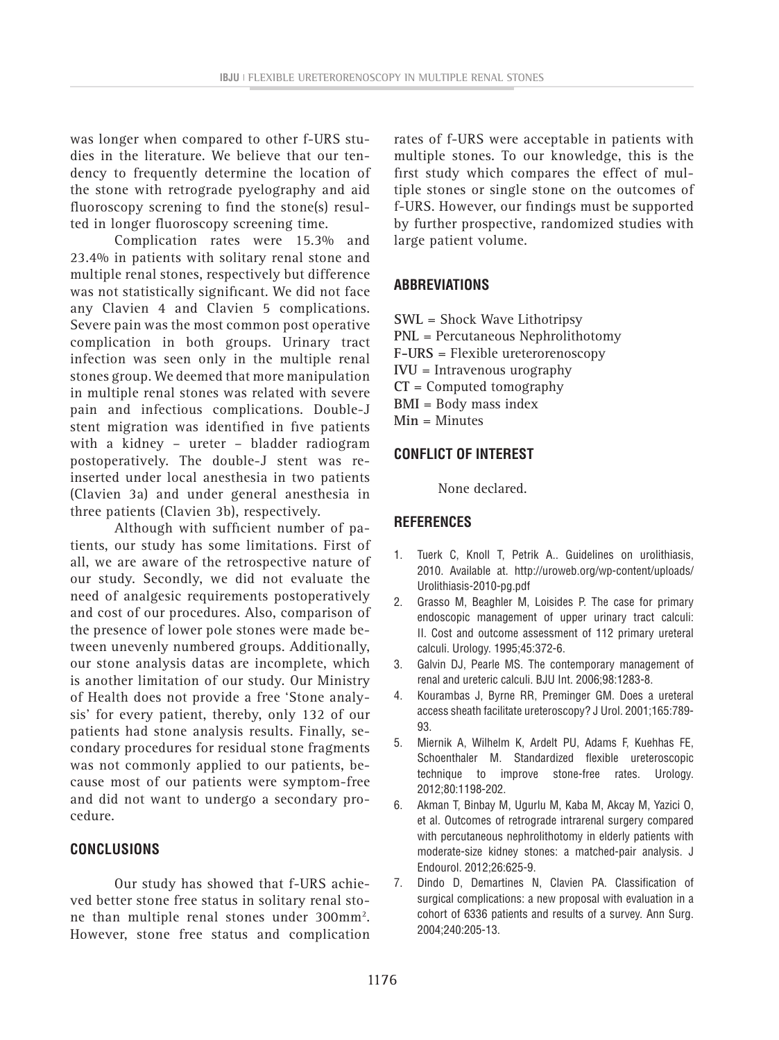was longer when compared to other f-URS studies in the literature. We believe that our tendency to frequently determine the location of the stone with retrograde pyelography and aid fluoroscopy screning to find the stone(s) resulted in longer fluoroscopy screening time.

Complication rates were 15.3% and 23.4% in patients with solitary renal stone and multiple renal stones, respectively but difference was not statistically significant. We did not face any Clavien 4 and Clavien 5 complications. Severe pain was the most common post operative complication in both groups. Urinary tract infection was seen only in the multiple renal stones group. We deemed that more manipulation in multiple renal stones was related with severe pain and infectious complications. Double-J stent migration was identified in five patients with a kidney – ureter – bladder radiogram postoperatively. The double-J stent was reinserted under local anesthesia in two patients (Clavien 3a) and under general anesthesia in three patients (Clavien 3b), respectively.

Although with sufficient number of patients, our study has some limitations. First of all, we are aware of the retrospective nature of our study. Secondly, we did not evaluate the need of analgesic requirements postoperatively and cost of our procedures. Also, comparison of the presence of lower pole stones were made between unevenly numbered groups. Additionally, our stone analysis datas are incomplete, which is another limitation of our study. Our Ministry of Health does not provide a free 'Stone analysis' for every patient, thereby, only 132 of our patients had stone analysis results. Finally, secondary procedures for residual stone fragments was not commonly applied to our patients, because most of our patients were symptom-free and did not want to undergo a secondary procedure.

## CONCLUSIONS

Our study has showed that f-URS achieved better stone free status in solitary renal stone than multiple renal stones under 300mm$^2$. However, stone free status and complication rates of f-URS were acceptable in patients with multiple stones. To our knowledge, this is the first study which compares the effect of multiple stones or single stone on the outcomes of f-URS. However, our findings must be supported by further prospective, randomized studies with large patient volume.

## ABBREVIATIONS

**SWL** = Shock Wave Lithotripsy
**PNL** = Percutaneous Nephrolithotomy
**F-URS** = Flexible ureterorenoscopy
**IVU** = Intravenous urography
**CT** = Computed tomography
**BMI** = Body mass index
**Min** = Minutes

## CONFLICT OF INTEREST

None declared.

## REFERENCES

1. Tuerk C, Knoll T, Petrik A.. Guidelines on urolithiasis, 2010. Available at. http://uroweb.org/wp-content/uploads/Urolithiasis-2010-pg.pdf
2. Grasso M, Beaghler M, Loisides P. The case for primary endoscopic management of upper urinary tract calculi: II. Cost and outcome assessment of 112 primary ureteral calculi. Urology. 1995;45:372-6.
3. Galvin DJ, Pearle MS. The contemporary management of renal and ureteric calculi. BJU Int. 2006;98:1283-8.
4. Kourambas J, Byrne RR, Preminger GM. Does a ureteral access sheath facilitate ureteroscopy? J Urol. 2001;165:789-93.
5. Miernik A, Wilhelm K, Ardelt PU, Adams F, Kuehhas FE, Schoenthaler M. Standardized flexible ureteroscopic technique to improve stone-free rates. Urology. 2012;80:1198-202.
6. Akman T, Binbay M, Ugurlu M, Kaba M, Akcay M, Yazici O, et al. Outcomes of retrograde intrarenal surgery compared with percutaneous nephrolithotomy in elderly patients with moderate-size kidney stones: a matched-pair analysis. J Endourol. 2012;26:625-9.
7. Dindo D, Demartines N, Clavien PA. Classification of surgical complications: a new proposal with evaluation in a cohort of 6336 patients and results of a survey. Ann Surg. 2004;240:205-13.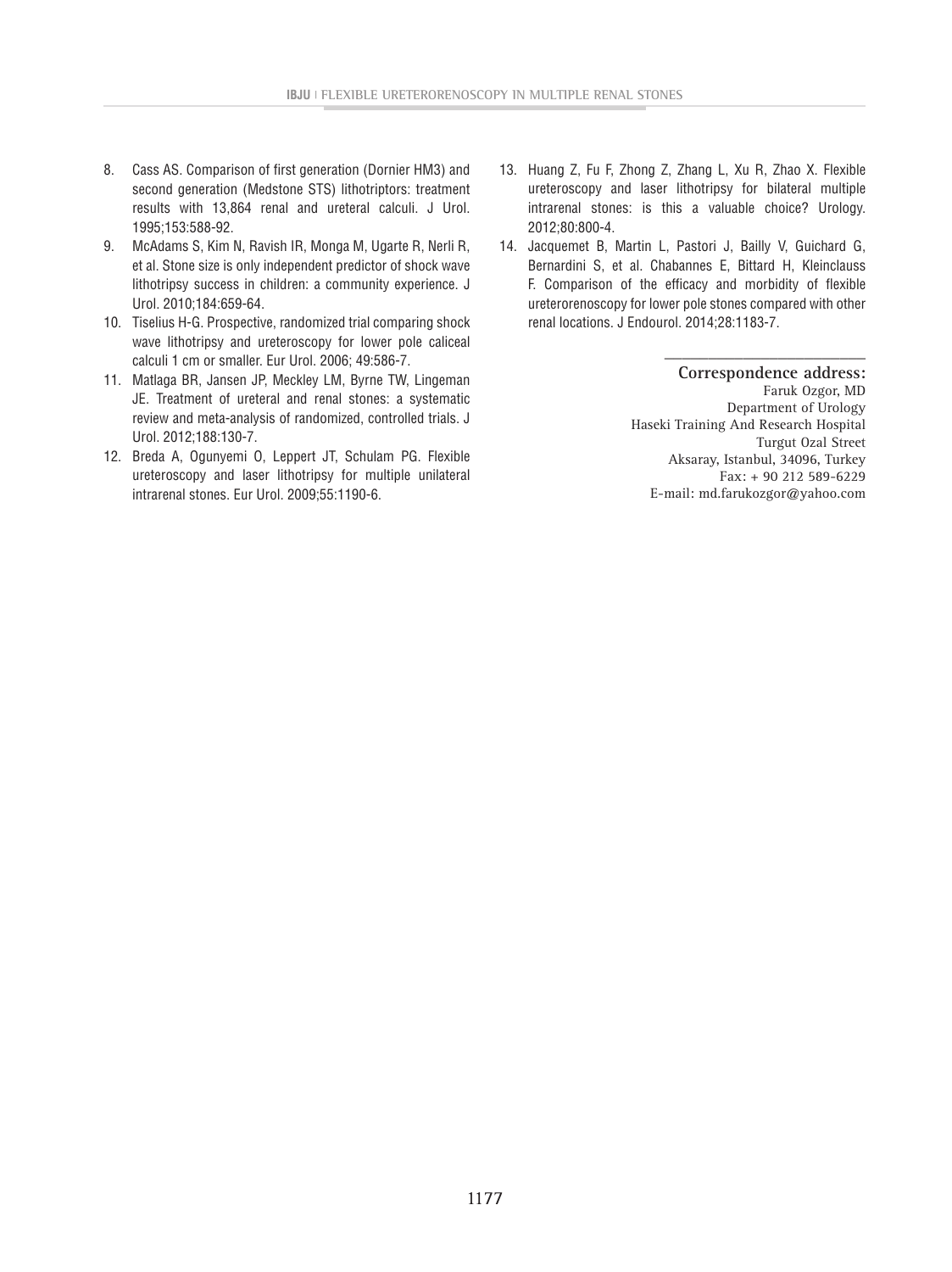8. Cass AS. Comparison of first generation (Dornier HM3) and second generation (Medstone STS) lithotriptors: treatment results with 13,864 renal and ureteral calculi. J Urol. 1995;153:588-92.
9. McAdams S, Kim N, Ravish IR, Monga M, Ugarte R, Nerli R, et al. Stone size is only independent predictor of shock wave lithotripsy success in children: a community experience. J Urol. 2010;184:659-64.
10. Tiselius H-G. Prospective, randomized trial comparing shock wave lithotripsy and ureteroscopy for lower pole caliceal calculi 1 cm or smaller. Eur Urol. 2006; 49:586-7.
11. Matlaga BR, Jansen JP, Meckley LM, Byrne TW, Lingeman JE. Treatment of ureteral and renal stones: a systematic review and meta-analysis of randomized, controlled trials. J Urol. 2012;188:130-7.
12. Breda A, Ogunyemi O, Leppert JT, Schulam PG. Flexible ureteroscopy and laser lithotripsy for multiple unilateral intrarenal stones. Eur Urol. 2009;55:1190-6.
13. Huang Z, Fu F, Zhong Z, Zhang L, Xu R, Zhao X. Flexible ureteroscopy and laser lithotripsy for bilateral multiple intrarenal stones: is this a valuable choice? Urology. 2012;80:800-4.
14. Jacquemet B, Martin L, Pastori J, Bailly V, Guichard G, Bernardini S, et al. Chabannes E, Bittard H, Kleinclauss F. Comparison of the efficacy and morbidity of flexible ureterorenoscopy for lower pole stones compared with other renal locations. J Endourol. 2014;28:1183-7.

**Correspondence address:**
Faruk Ozgor, MD
Department of Urology
Haseki Training And Research Hospital
Turgut Ozal Street
Aksaray, Istanbul, 34096, Turkey
Fax: + 90 212 589-6229
E-mail: md.farukozgor@yahoo.com